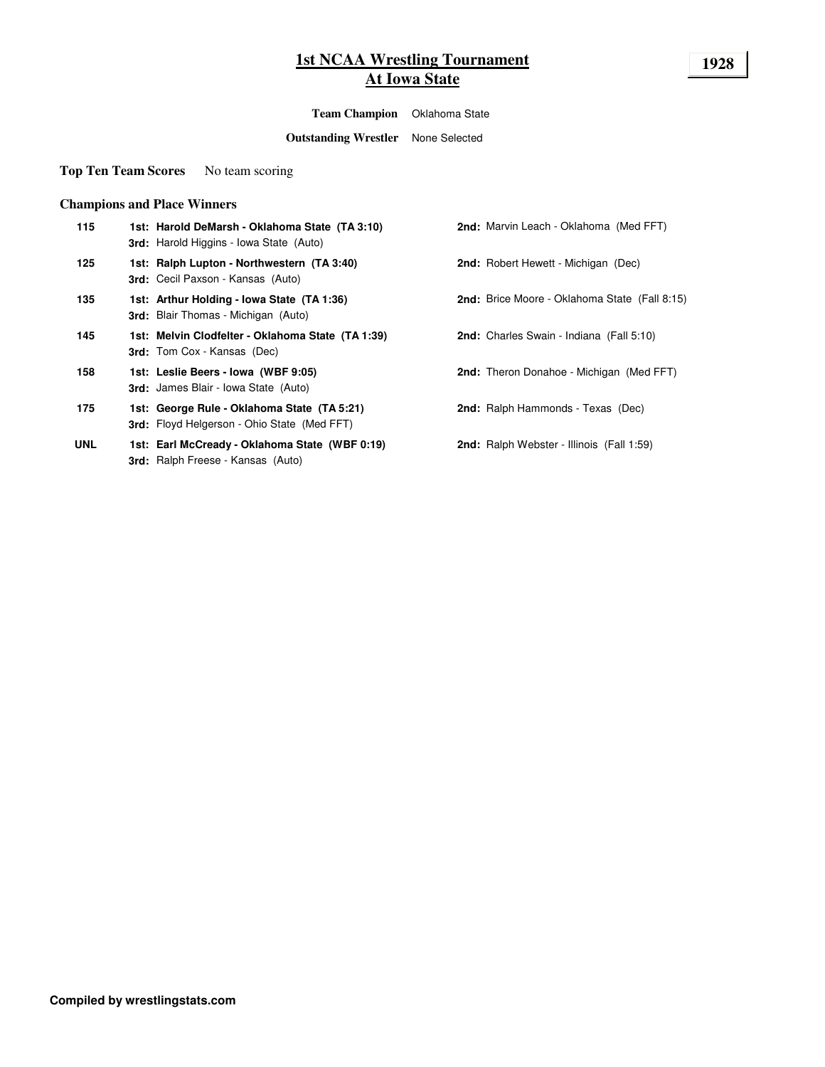# 1st NCAA Wrestling Tournament
## At Iowa State

**1928**

**Team Champion** Oklahoma State

**Outstanding Wrestler** None Selected

**Top Ten Team Scores** No team scoring

### Champions and Place Winners

| Weight | Place Winners | |
|---|---|---|
| 115 | **1st: Harold DeMarsh - Oklahoma State (TA 3:10)** | **2nd:** Marvin Leach - Oklahoma (Med FFT) |
| | **3rd:** Harold Higgins - Iowa State (Auto) | |
| 125 | **1st: Ralph Lupton - Northwestern (TA 3:40)** | **2nd:** Robert Hewett - Michigan (Dec) |
| | **3rd:** Cecil Paxson - Kansas (Auto) | |
| 135 | **1st: Arthur Holding - Iowa State (TA 1:36)** | **2nd:** Brice Moore - Oklahoma State (Fall 8:15) |
| | **3rd:** Blair Thomas - Michigan (Auto) | |
| 145 | **1st: Melvin Clodfelter - Oklahoma State (TA 1:39)** | **2nd:** Charles Swain - Indiana (Fall 5:10) |
| | **3rd:** Tom Cox - Kansas (Dec) | |
| 158 | **1st: Leslie Beers - Iowa (WBF 9:05)** | **2nd:** Theron Donahoe - Michigan (Med FFT) |
| | **3rd:** James Blair - Iowa State (Auto) | |
| 175 | **1st: George Rule - Oklahoma State (TA 5:21)** | **2nd:** Ralph Hammonds - Texas (Dec) |
| | **3rd:** Floyd Helgerson - Ohio State (Med FFT) | |
| UNL | **1st: Earl McCready - Oklahoma State (WBF 0:19)** | **2nd:** Ralph Webster - Illinois (Fall 1:59) |
| | **3rd:** Ralph Freese - Kansas (Auto) | |

**Compiled by wrestlingstats.com**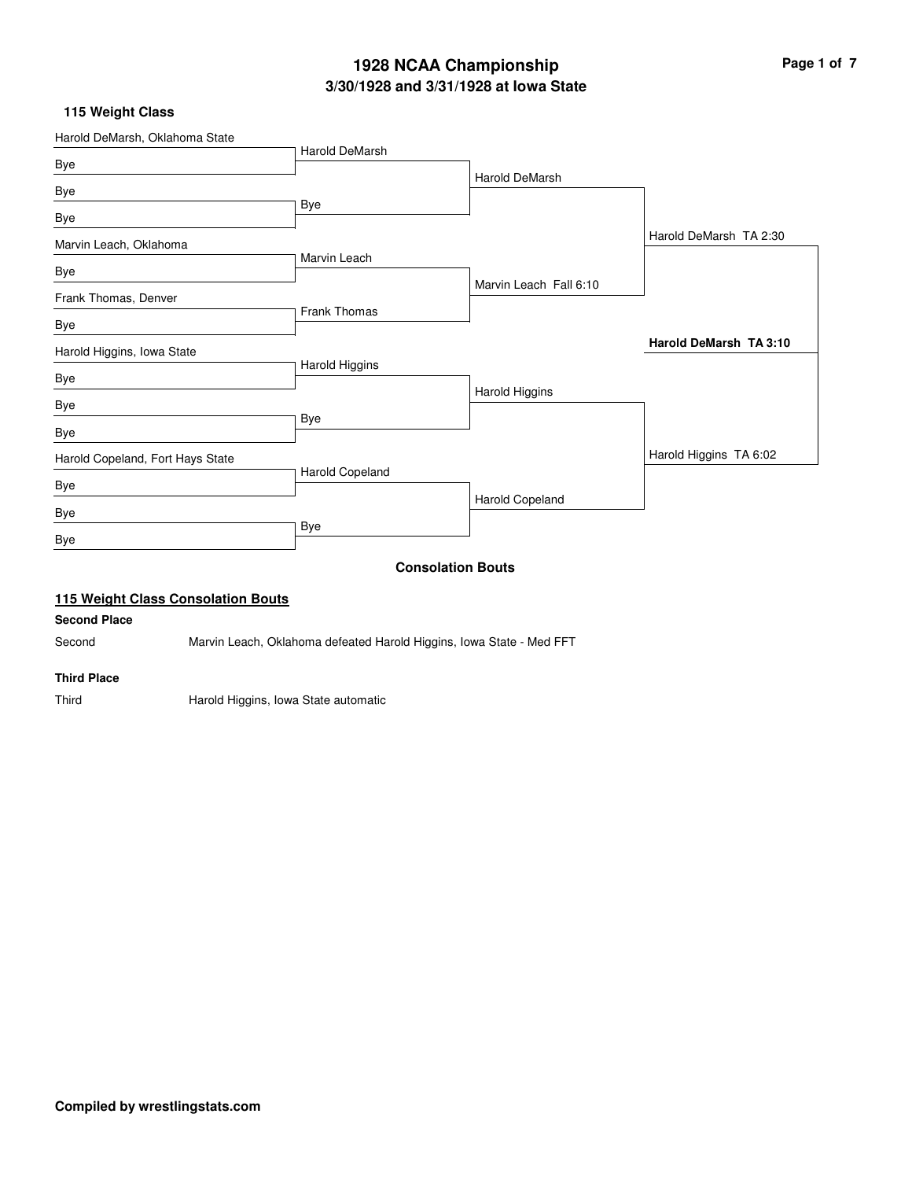# 1928 NCAA Championship
## 3/30/1928 and 3/31/1928 at Iowa State

### 115 Weight Class

**First Round**

- Harold DeMarsh, Oklahoma State vs. Bye → Harold DeMarsh
- Bye vs. Bye → Bye
- Marvin Leach, Oklahoma vs. Bye → Marvin Leach
- Frank Thomas, Denver vs. Bye → Frank Thomas
- Harold Higgins, Iowa State vs. Bye → Harold Higgins
- Bye vs. Bye → Bye
- Harold Copeland, Fort Hays State vs. Bye → Harold Copeland
- Bye vs. Bye → Bye

**Quarterfinals**

- Harold DeMarsh
- Marvin Leach Fall 6:10
- Harold Higgins
- Harold Copeland

**Semifinals**

- Harold DeMarsh TA 2:30
- Harold Higgins TA 6:02

**Final**

- **Harold DeMarsh TA 3:10**

### Consolation Bouts

#### 115 Weight Class Consolation Bouts

**Second Place**

Second — Marvin Leach, Oklahoma defeated Harold Higgins, Iowa State - Med FFT

**Third Place**

Third — Harold Higgins, Iowa State automatic

**Compiled by wrestlingstats.com**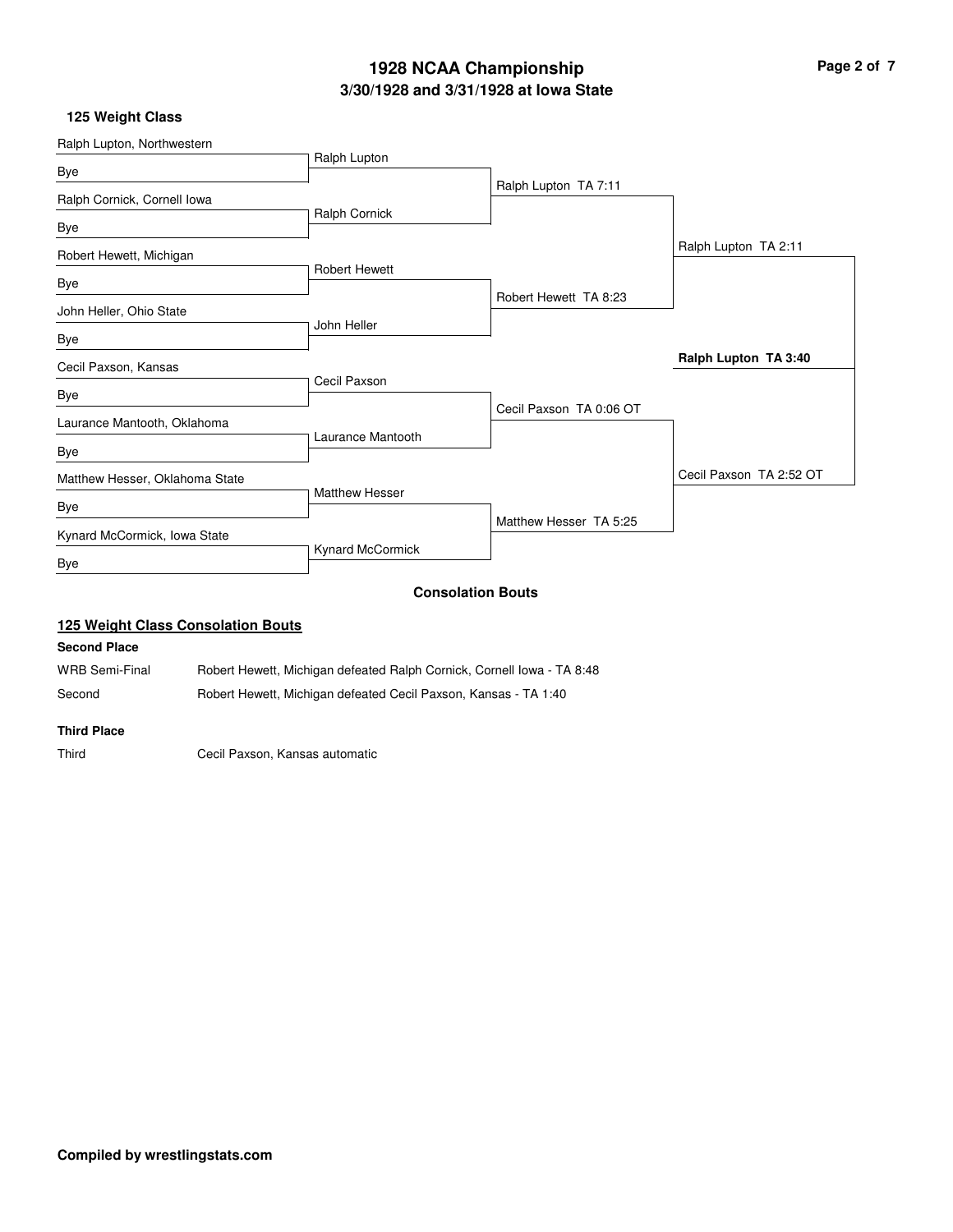# 1928 NCAA Championship

## 3/30/1928 and 3/31/1928 at Iowa State

### 125 Weight Class

| First Round | | Quarterfinals | Semifinals | Final |
| --- | --- | --- | --- | --- |
| Ralph Lupton, Northwestern | Bye | Ralph Lupton | Ralph Lupton TA 7:11 | Ralph Lupton TA 2:11 |
| Ralph Cornick, Cornell Iowa | Bye | Ralph Cornick | | |
| Robert Hewett, Michigan | Bye | Robert Hewett | Robert Hewett TA 8:23 | |
| John Heller, Ohio State | Bye | John Heller | | |
| Cecil Paxson, Kansas | Bye | Cecil Paxson | Cecil Paxson TA 0:06 OT | Cecil Paxson TA 2:52 OT |
| Laurance Mantooth, Oklahoma | Bye | Laurance Mantooth | | |
| Matthew Hesser, Oklahoma State | Bye | Matthew Hesser | Matthew Hesser TA 5:25 | |
| Kynard McCormick, Iowa State | Bye | Kynard McCormick | | |

**Champion: Ralph Lupton TA 3:40**

### Consolation Bouts

#### 125 Weight Class Consolation Bouts

**Second Place**

| | |
| --- | --- |
| WRB Semi-Final | Robert Hewett, Michigan defeated Ralph Cornick, Cornell Iowa - TA 8:48 |
| Second | Robert Hewett, Michigan defeated Cecil Paxson, Kansas - TA 1:40 |

**Third Place**

| | |
| --- | --- |
| Third | Cecil Paxson, Kansas automatic |

**Compiled by wrestlingstats.com**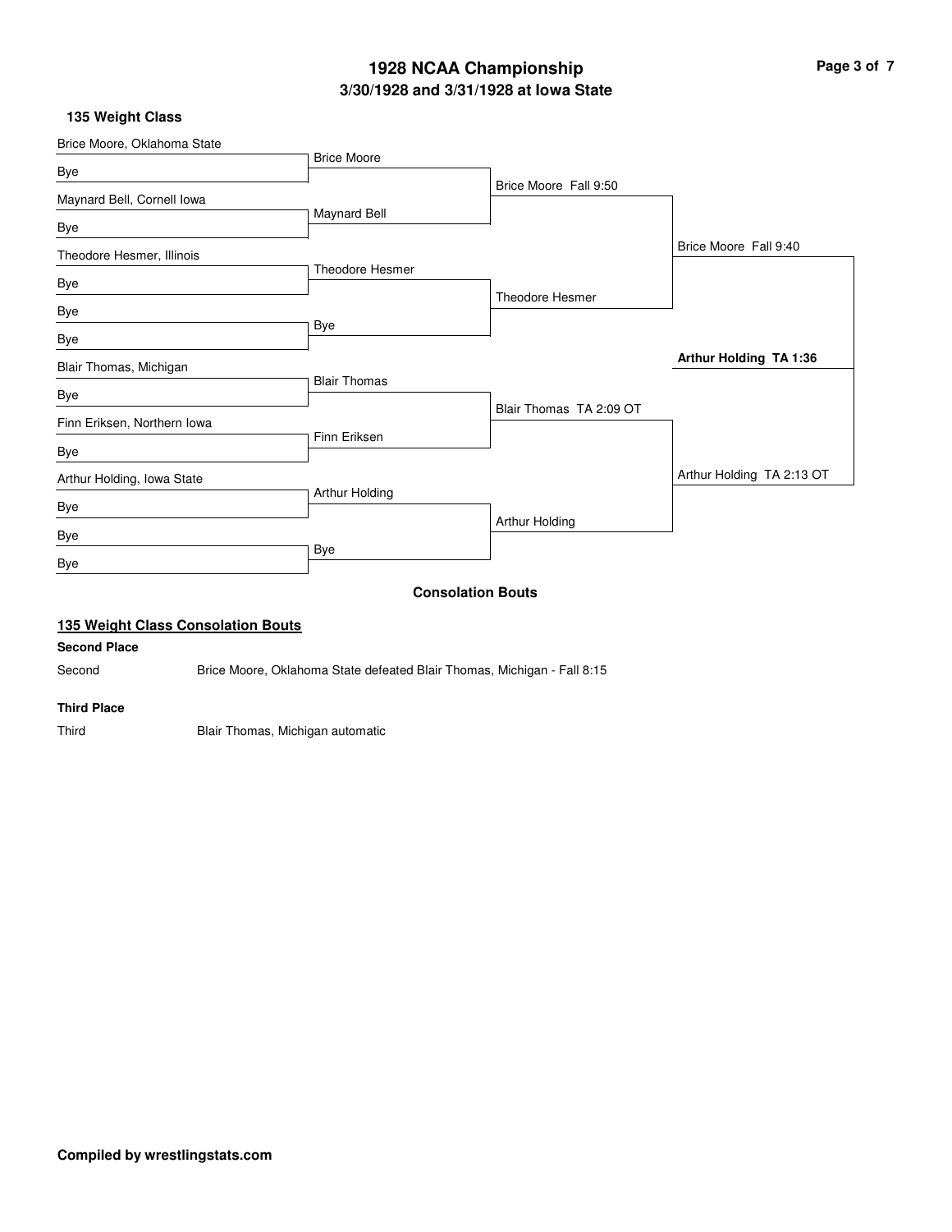# 1928 NCAA Championship

## 3/30/1928 and 3/31/1928 at Iowa State

### 135 Weight Class

| First Round | Quarterfinals | Semifinals | Finals | Champion |
|---|---|---|---|---|
| Brice Moore, Oklahoma State | | | | |
| Bye | Brice Moore | | | |
| Maynard Bell, Cornell Iowa | | Brice Moore Fall 9:50 | | |
| Bye | Maynard Bell | | | |
| Theodore Hesmer, Illinois | | | Brice Moore Fall 9:40 | |
| Bye | Theodore Hesmer | | | |
| Bye | | Theodore Hesmer | | |
| Bye | Bye | | | |
| Blair Thomas, Michigan | | | | **Arthur Holding TA 1:36** |
| Bye | Blair Thomas | | | |
| Finn Eriksen, Northern Iowa | | Blair Thomas TA 2:09 OT | | |
| Bye | Finn Eriksen | | | |
| Arthur Holding, Iowa State | | | Arthur Holding TA 2:13 OT | |
| Bye | Arthur Holding | | | |
| Bye | | Arthur Holding | | |
| Bye | Bye | | | |

### Consolation Bouts

#### 135 Weight Class Consolation Bouts

**Second Place**

Second — Brice Moore, Oklahoma State defeated Blair Thomas, Michigan - Fall 8:15

**Third Place**

Third — Blair Thomas, Michigan automatic

**Compiled by wrestlingstats.com**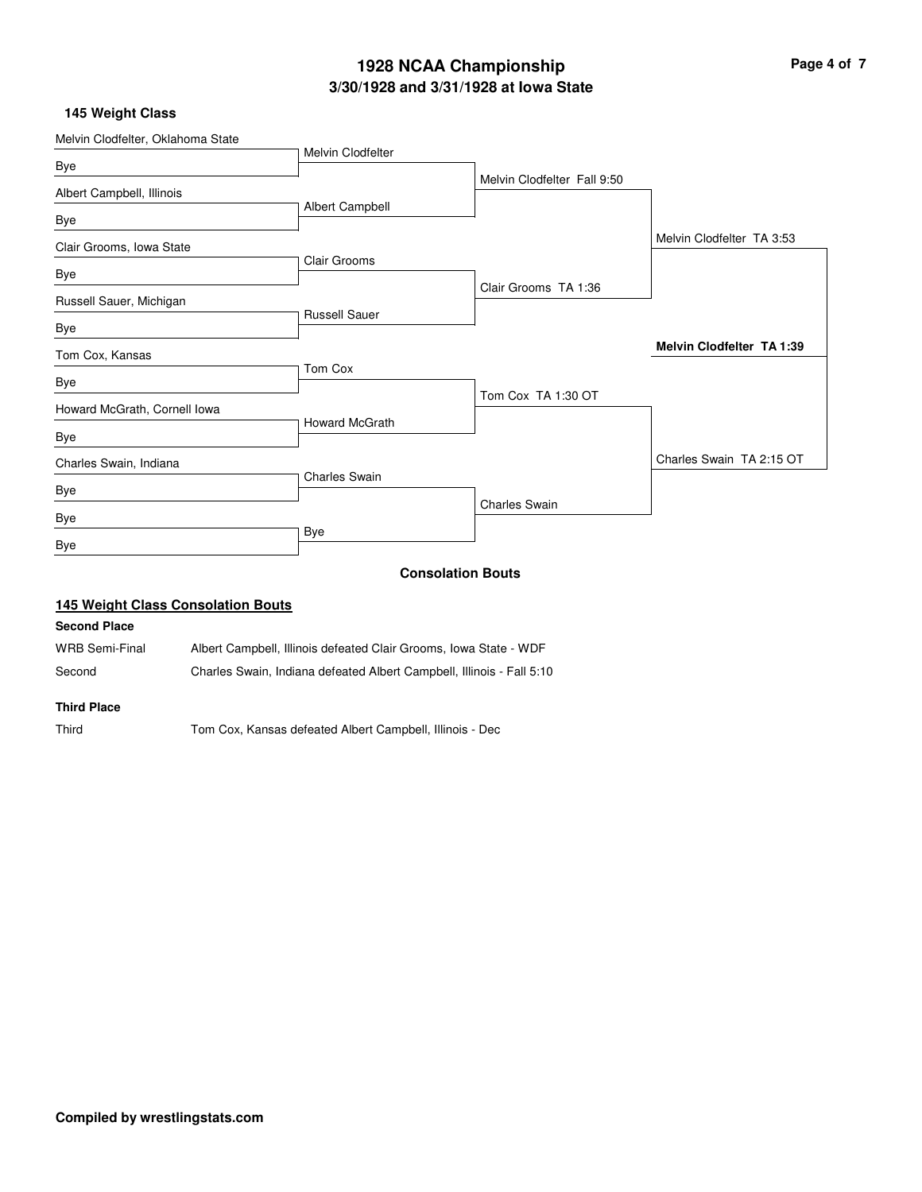# 1928 NCAA Championship

## 3/30/1928 and 3/31/1928 at Iowa State

### 145 Weight Class

| First Round | Quarterfinals | Semifinals | Finals |
|---|---|---|---|
| Melvin Clodfelter, Oklahoma State | Melvin Clodfelter | Melvin Clodfelter Fall 9:50 | Melvin Clodfelter TA 3:53 |
| Bye | | | |
| Albert Campbell, Illinois | Albert Campbell | | |
| Bye | | | |
| Clair Grooms, Iowa State | Clair Grooms | Clair Grooms TA 1:36 | |
| Bye | | | |
| Russell Sauer, Michigan | Russell Sauer | | |
| Bye | | | |
| Tom Cox, Kansas | Tom Cox | Tom Cox TA 1:30 OT | Charles Swain TA 2:15 OT |
| Bye | | | |
| Howard McGrath, Cornell Iowa | Howard McGrath | | |
| Bye | | | |
| Charles Swain, Indiana | Charles Swain | Charles Swain | |
| Bye | | | |
| Bye | Bye | | |
| Bye | | | |

**Champion: Melvin Clodfelter TA 1:39**

### Consolation Bouts

#### 145 Weight Class Consolation Bouts

**Second Place**

| | |
|---|---|
| WRB Semi-Final | Albert Campbell, Illinois defeated Clair Grooms, Iowa State - WDF |
| Second | Charles Swain, Indiana defeated Albert Campbell, Illinois - Fall 5:10 |

**Third Place**

| | |
|---|---|
| Third | Tom Cox, Kansas defeated Albert Campbell, Illinois - Dec |

**Compiled by wrestlingstats.com**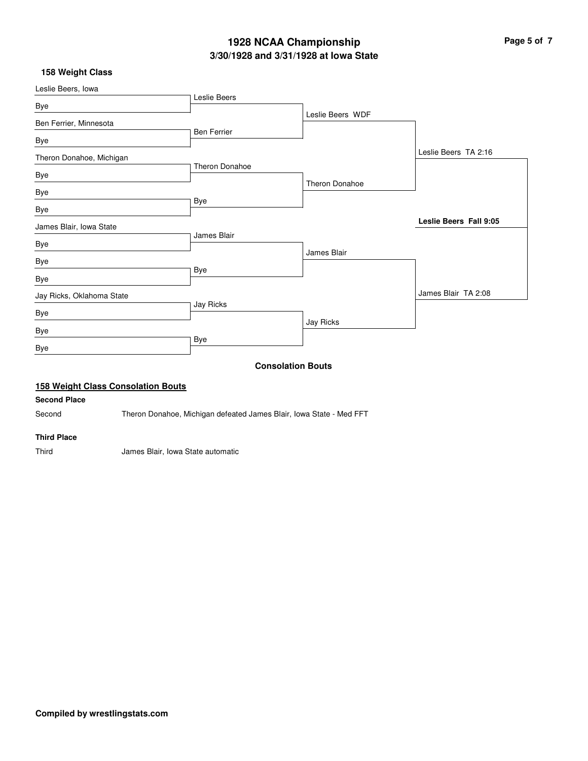# 1928 NCAA Championship

## 3/30/1928 and 3/31/1928 at Iowa State

### 158 Weight Class

| First Round | Second Round | Semifinals | Finals | Champion |
|---|---|---|---|---|
| Leslie Beers, Iowa | Leslie Beers | Leslie Beers WDF | Leslie Beers TA 2:16 | **Leslie Beers Fall 9:05** |
| Bye | | | | |
| Ben Ferrier, Minnesota | Ben Ferrier | | | |
| Bye | | | | |
| Theron Donahoe, Michigan | Theron Donahoe | Theron Donahoe | | |
| Bye | | | | |
| Bye | Bye | | | |
| Bye | | | | |
| James Blair, Iowa State | James Blair | James Blair | James Blair TA 2:08 | |
| Bye | | | | |
| Bye | Bye | | | |
| Bye | | | | |
| Jay Ricks, Oklahoma State | Jay Ricks | Jay Ricks | | |
| Bye | | | | |
| Bye | Bye | | | |
| Bye | | | | |

### Consolation Bouts

**158 Weight Class Consolation Bouts**

**Second Place**

Second — Theron Donahoe, Michigan defeated James Blair, Iowa State - Med FFT

**Third Place**

Third — James Blair, Iowa State automatic

**Compiled by wrestlingstats.com**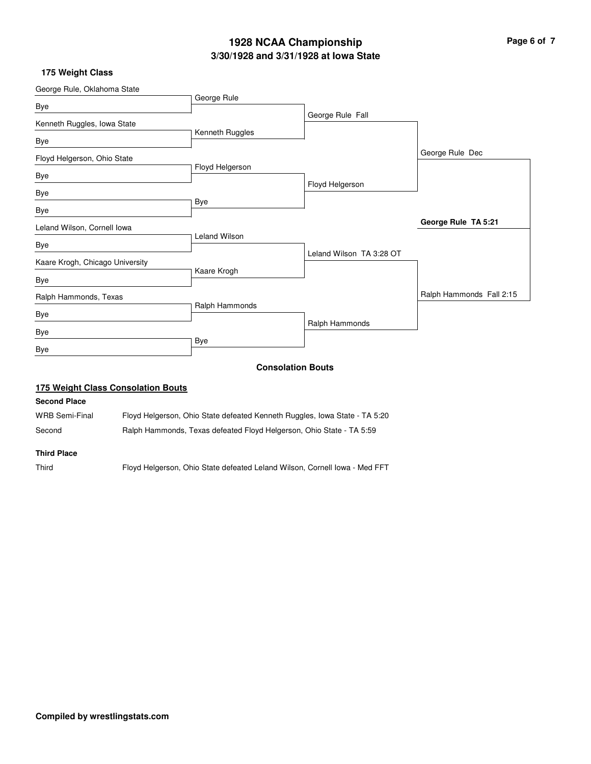# 1928 NCAA Championship

## 3/30/1928 and 3/31/1928 at Iowa State

### 175 Weight Class

| First Round | Second Round | Quarterfinals | Semifinals | Final |
|---|---|---|---|---|
| George Rule, Oklahoma State | George Rule | George Rule Fall | George Rule Dec | **George Rule TA 5:21** |
| Bye | | | | |
| Kenneth Ruggles, Iowa State | Kenneth Ruggles | | | |
| Bye | | | | |
| Floyd Helgerson, Ohio State | Floyd Helgerson | Floyd Helgerson | | |
| Bye | | | | |
| Bye | Bye | | | |
| Bye | | | | |
| Leland Wilson, Cornell Iowa | Leland Wilson | Leland Wilson TA 3:28 OT | Ralph Hammonds Fall 2:15 | |
| Bye | | | | |
| Kaare Krogh, Chicago University | Kaare Krogh | | | |
| Bye | | | | |
| Ralph Hammonds, Texas | Ralph Hammonds | Ralph Hammonds | | |
| Bye | | | | |
| Bye | Bye | | | |
| Bye | | | | |

### Consolation Bouts

#### 175 Weight Class Consolation Bouts

**Second Place**

| | |
|---|---|
| WRB Semi-Final | Floyd Helgerson, Ohio State defeated Kenneth Ruggles, Iowa State - TA 5:20 |
| Second | Ralph Hammonds, Texas defeated Floyd Helgerson, Ohio State - TA 5:59 |

**Third Place**

| | |
|---|---|
| Third | Floyd Helgerson, Ohio State defeated Leland Wilson, Cornell Iowa - Med FFT |

**Compiled by wrestlingstats.com**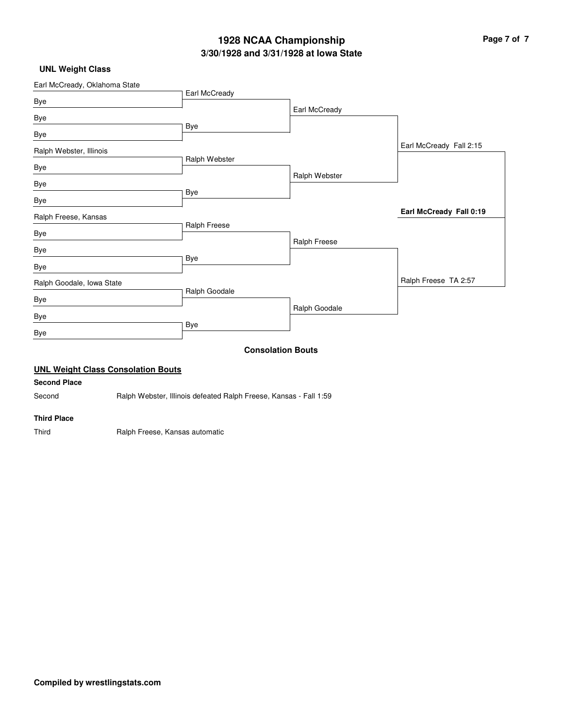# 1928 NCAA Championship
## 3/30/1928 and 3/31/1928 at Iowa State

### UNL Weight Class

Earl McCready, Oklahoma State
Bye
Bye
Bye
Ralph Webster, Illinois
Bye
Bye
Bye
Ralph Freese, Kansas
Bye
Bye
Bye
Ralph Goodale, Iowa State
Bye
Bye
Bye

Earl McCready
Bye
Ralph Webster
Bye
Ralph Freese
Bye
Ralph Goodale
Bye

Earl McCready
Ralph Webster
Ralph Freese
Ralph Goodale

Earl McCready Fall 2:15
Ralph Freese TA 2:57

**Earl McCready Fall 0:19**

**Consolation Bouts**

**UNL Weight Class Consolation Bouts**

**Second Place**

Second Ralph Webster, Illinois defeated Ralph Freese, Kansas - Fall 1:59

**Third Place**

Third Ralph Freese, Kansas automatic

**Compiled by wrestlingstats.com**